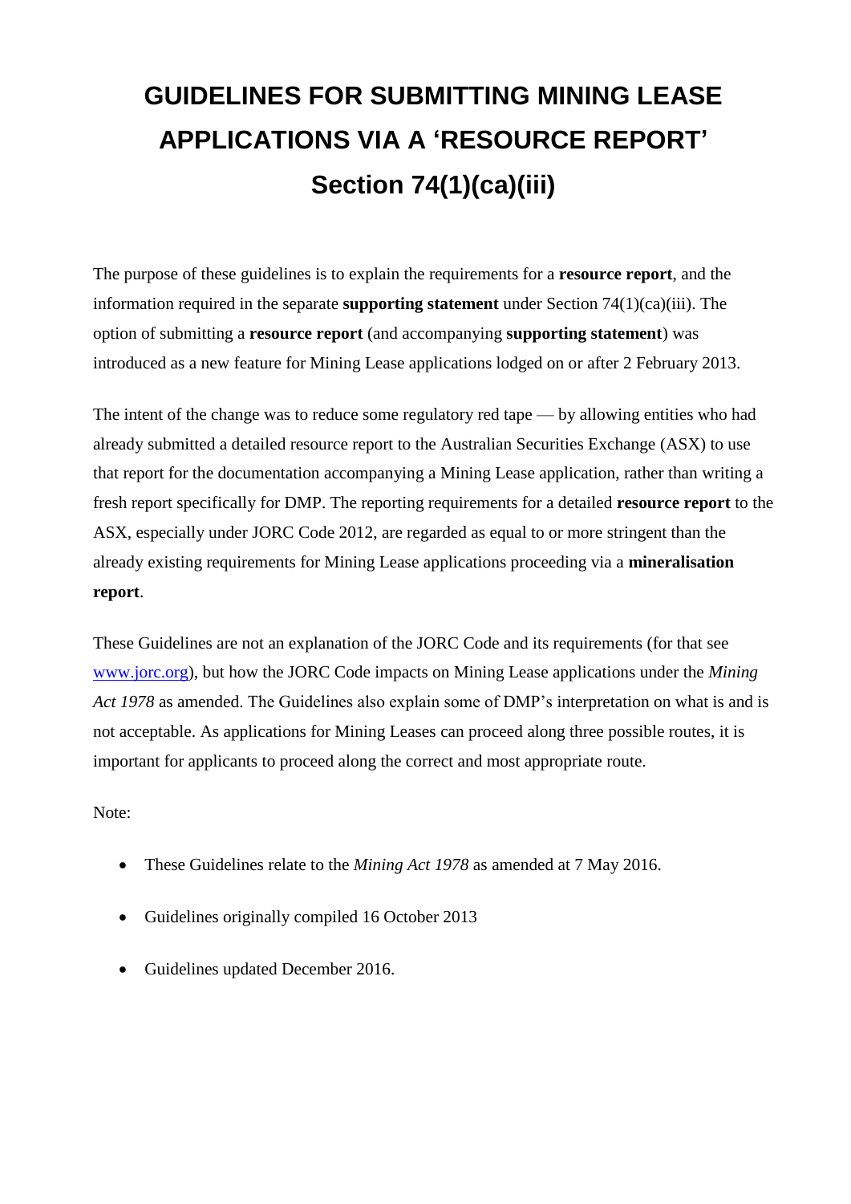# GUIDELINES FOR SUBMITTING MINING LEASE APPLICATIONS VIA A 'RESOURCE REPORT' Section 74(1)(ca)(iii)

The purpose of these guidelines is to explain the requirements for a **resource report**, and the information required in the separate **supporting statement** under Section 74(1)(ca)(iii). The option of submitting a **resource report** (and accompanying **supporting statement**) was introduced as a new feature for Mining Lease applications lodged on or after 2 February 2013.

The intent of the change was to reduce some regulatory red tape — by allowing entities who had already submitted a detailed resource report to the Australian Securities Exchange (ASX) to use that report for the documentation accompanying a Mining Lease application, rather than writing a fresh report specifically for DMP. The reporting requirements for a detailed **resource report** to the ASX, especially under JORC Code 2012, are regarded as equal to or more stringent than the already existing requirements for Mining Lease applications proceeding via a **mineralisation report**.

These Guidelines are not an explanation of the JORC Code and its requirements (for that see [www.jorc.org](http://www.jorc.org)), but how the JORC Code impacts on Mining Lease applications under the *Mining Act 1978* as amended. The Guidelines also explain some of DMP's interpretation on what is and is not acceptable. As applications for Mining Leases can proceed along three possible routes, it is important for applicants to proceed along the correct and most appropriate route.

Note:

- These Guidelines relate to the *Mining Act 1978* as amended at 7 May 2016.
- Guidelines originally compiled 16 October 2013
- Guidelines updated December 2016.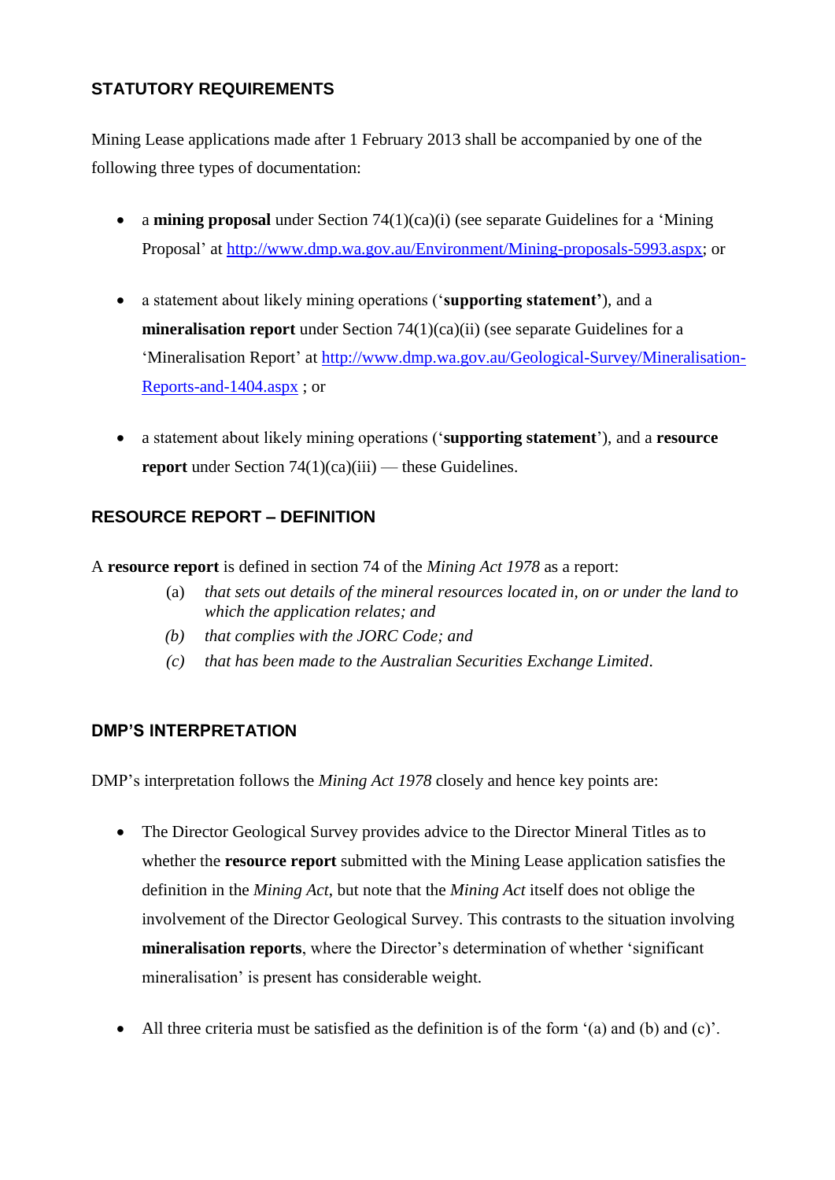## STATUTORY REQUIREMENTS

Mining Lease applications made after 1 February 2013 shall be accompanied by one of the following three types of documentation:

- a **mining proposal** under Section 74(1)(ca)(i) (see separate Guidelines for a 'Mining Proposal' at http://www.dmp.wa.gov.au/Environment/Mining-proposals-5993.aspx; or

- a statement about likely mining operations ('**supporting statement'**), and a **mineralisation report** under Section 74(1)(ca)(ii) (see separate Guidelines for a 'Mineralisation Report' at http://www.dmp.wa.gov.au/Geological-Survey/Mineralisation-Reports-and-1404.aspx ; or

- a statement about likely mining operations ('**supporting statement**'), and a **resource report** under Section 74(1)(ca)(iii) — these Guidelines.

## RESOURCE REPORT – DEFINITION

A **resource report** is defined in section 74 of the *Mining Act 1978* as a report:

(a) *that sets out details of the mineral resources located in, on or under the land to which the application relates; and*

*(b) that complies with the JORC Code; and*

*(c) that has been made to the Australian Securities Exchange Limited*.

## DMP'S INTERPRETATION

DMP's interpretation follows the *Mining Act 1978* closely and hence key points are:

- The Director Geological Survey provides advice to the Director Mineral Titles as to whether the **resource report** submitted with the Mining Lease application satisfies the definition in the *Mining Act*, but note that the *Mining Act* itself does not oblige the involvement of the Director Geological Survey. This contrasts to the situation involving **mineralisation reports**, where the Director's determination of whether 'significant mineralisation' is present has considerable weight.

- All three criteria must be satisfied as the definition is of the form '(a) and (b) and (c)'.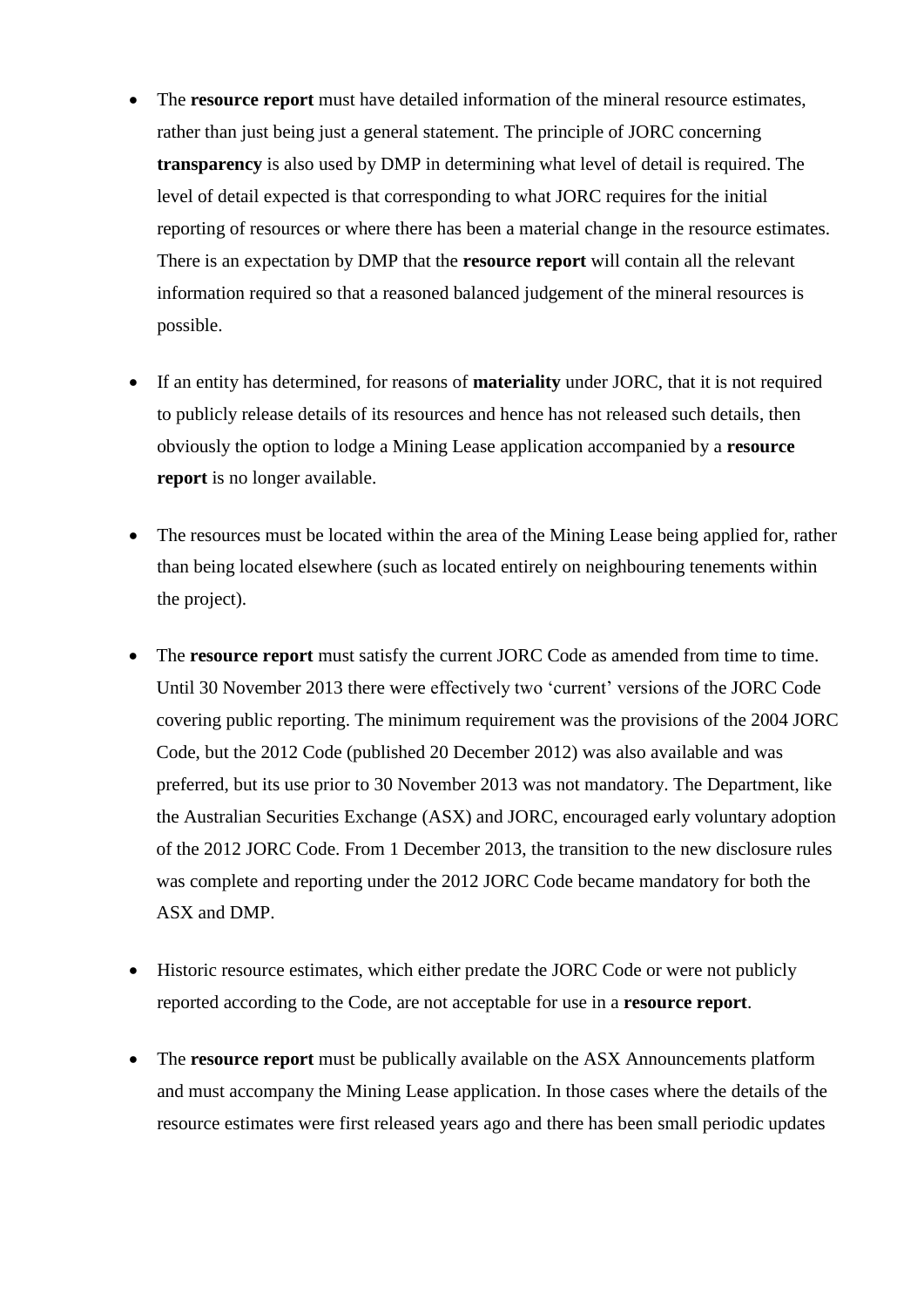- The **resource report** must have detailed information of the mineral resource estimates, rather than just being just a general statement. The principle of JORC concerning **transparency** is also used by DMP in determining what level of detail is required. The level of detail expected is that corresponding to what JORC requires for the initial reporting of resources or where there has been a material change in the resource estimates. There is an expectation by DMP that the **resource report** will contain all the relevant information required so that a reasoned balanced judgement of the mineral resources is possible.

- If an entity has determined, for reasons of **materiality** under JORC, that it is not required to publicly release details of its resources and hence has not released such details, then obviously the option to lodge a Mining Lease application accompanied by a **resource report** is no longer available.

- The resources must be located within the area of the Mining Lease being applied for, rather than being located elsewhere (such as located entirely on neighbouring tenements within the project).

- The **resource report** must satisfy the current JORC Code as amended from time to time. Until 30 November 2013 there were effectively two 'current' versions of the JORC Code covering public reporting. The minimum requirement was the provisions of the 2004 JORC Code, but the 2012 Code (published 20 December 2012) was also available and was preferred, but its use prior to 30 November 2013 was not mandatory. The Department, like the Australian Securities Exchange (ASX) and JORC, encouraged early voluntary adoption of the 2012 JORC Code. From 1 December 2013, the transition to the new disclosure rules was complete and reporting under the 2012 JORC Code became mandatory for both the ASX and DMP.

- Historic resource estimates, which either predate the JORC Code or were not publicly reported according to the Code, are not acceptable for use in a **resource report**.

- The **resource report** must be publically available on the ASX Announcements platform and must accompany the Mining Lease application. In those cases where the details of the resource estimates were first released years ago and there has been small periodic updates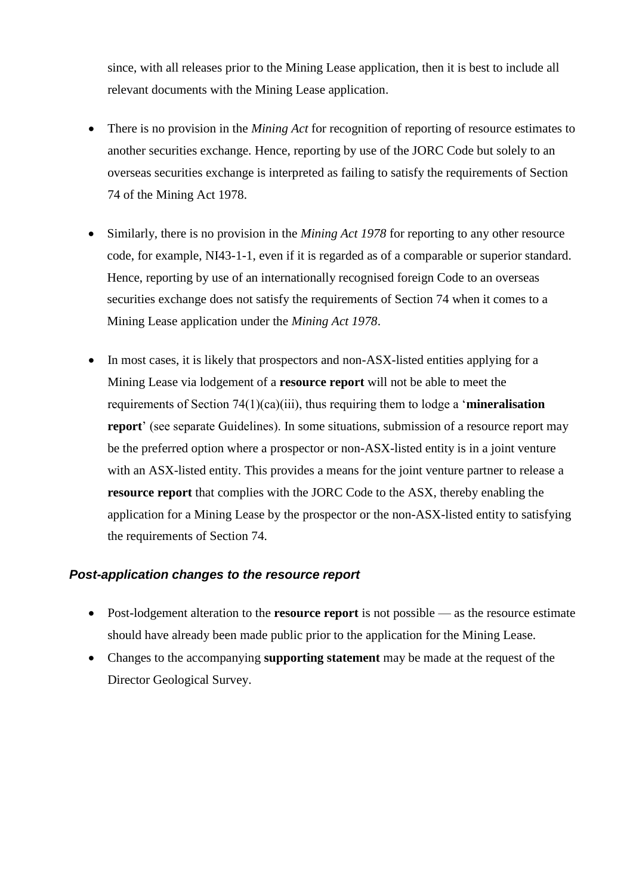since, with all releases prior to the Mining Lease application, then it is best to include all relevant documents with the Mining Lease application.

- There is no provision in the *Mining Act* for recognition of reporting of resource estimates to another securities exchange. Hence, reporting by use of the JORC Code but solely to an overseas securities exchange is interpreted as failing to satisfy the requirements of Section 74 of the Mining Act 1978.

- Similarly, there is no provision in the *Mining Act 1978* for reporting to any other resource code, for example, NI43-1-1, even if it is regarded as of a comparable or superior standard. Hence, reporting by use of an internationally recognised foreign Code to an overseas securities exchange does not satisfy the requirements of Section 74 when it comes to a Mining Lease application under the *Mining Act 1978*.

- In most cases, it is likely that prospectors and non-ASX-listed entities applying for a Mining Lease via lodgement of a **resource report** will not be able to meet the requirements of Section 74(1)(ca)(iii), thus requiring them to lodge a '**mineralisation report**' (see separate Guidelines). In some situations, submission of a resource report may be the preferred option where a prospector or non-ASX-listed entity is in a joint venture with an ASX-listed entity. This provides a means for the joint venture partner to release a **resource report** that complies with the JORC Code to the ASX, thereby enabling the application for a Mining Lease by the prospector or the non-ASX-listed entity to satisfying the requirements of Section 74.

### *Post-application changes to the resource report*

- Post-lodgement alteration to the **resource report** is not possible — as the resource estimate should have already been made public prior to the application for the Mining Lease.
- Changes to the accompanying **supporting statement** may be made at the request of the Director Geological Survey.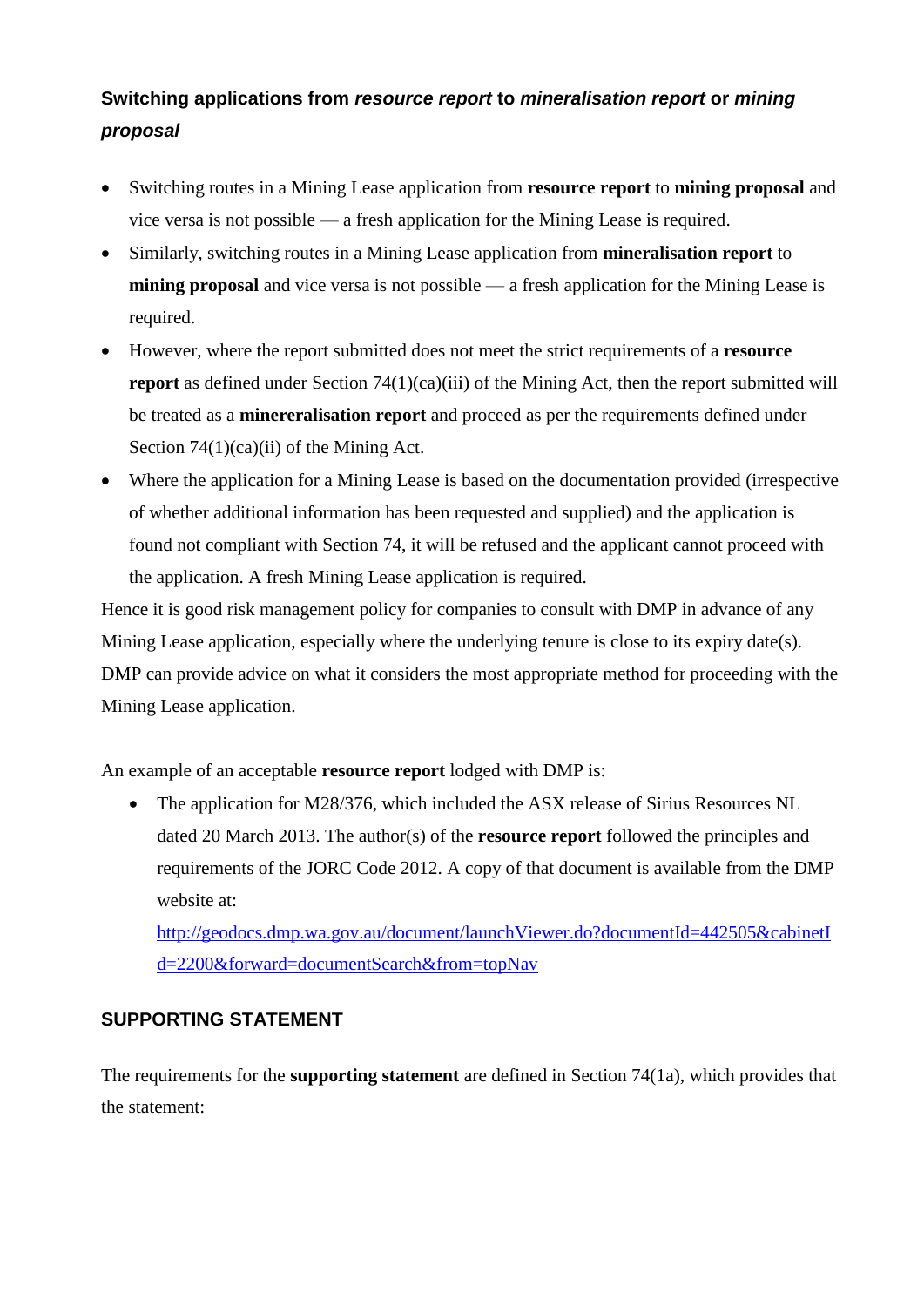### Switching applications from *resource report* to *mineralisation report* or *mining proposal*

- Switching routes in a Mining Lease application from **resource report** to **mining proposal** and vice versa is not possible — a fresh application for the Mining Lease is required.
- Similarly, switching routes in a Mining Lease application from **mineralisation report** to **mining proposal** and vice versa is not possible — a fresh application for the Mining Lease is required.
- However, where the report submitted does not meet the strict requirements of a **resource report** as defined under Section 74(1)(ca)(iii) of the Mining Act, then the report submitted will be treated as a **minereralisation report** and proceed as per the requirements defined under Section 74(1)(ca)(ii) of the Mining Act.
- Where the application for a Mining Lease is based on the documentation provided (irrespective of whether additional information has been requested and supplied) and the application is found not compliant with Section 74, it will be refused and the applicant cannot proceed with the application. A fresh Mining Lease application is required.

Hence it is good risk management policy for companies to consult with DMP in advance of any Mining Lease application, especially where the underlying tenure is close to its expiry date(s). DMP can provide advice on what it considers the most appropriate method for proceeding with the Mining Lease application.

An example of an acceptable **resource report** lodged with DMP is:

- The application for M28/376, which included the ASX release of Sirius Resources NL dated 20 March 2013. The author(s) of the **resource report** followed the principles and requirements of the JORC Code 2012. A copy of that document is available from the DMP website at: [http://geodocs.dmp.wa.gov.au/document/launchViewer.do?documentId=442505&cabinetId=2200&forward=documentSearch&from=topNav](http://geodocs.dmp.wa.gov.au/document/launchViewer.do?documentId=442505&cabinetId=2200&forward=documentSearch&from=topNav)

### SUPPORTING STATEMENT

The requirements for the **supporting statement** are defined in Section 74(1a), which provides that the statement: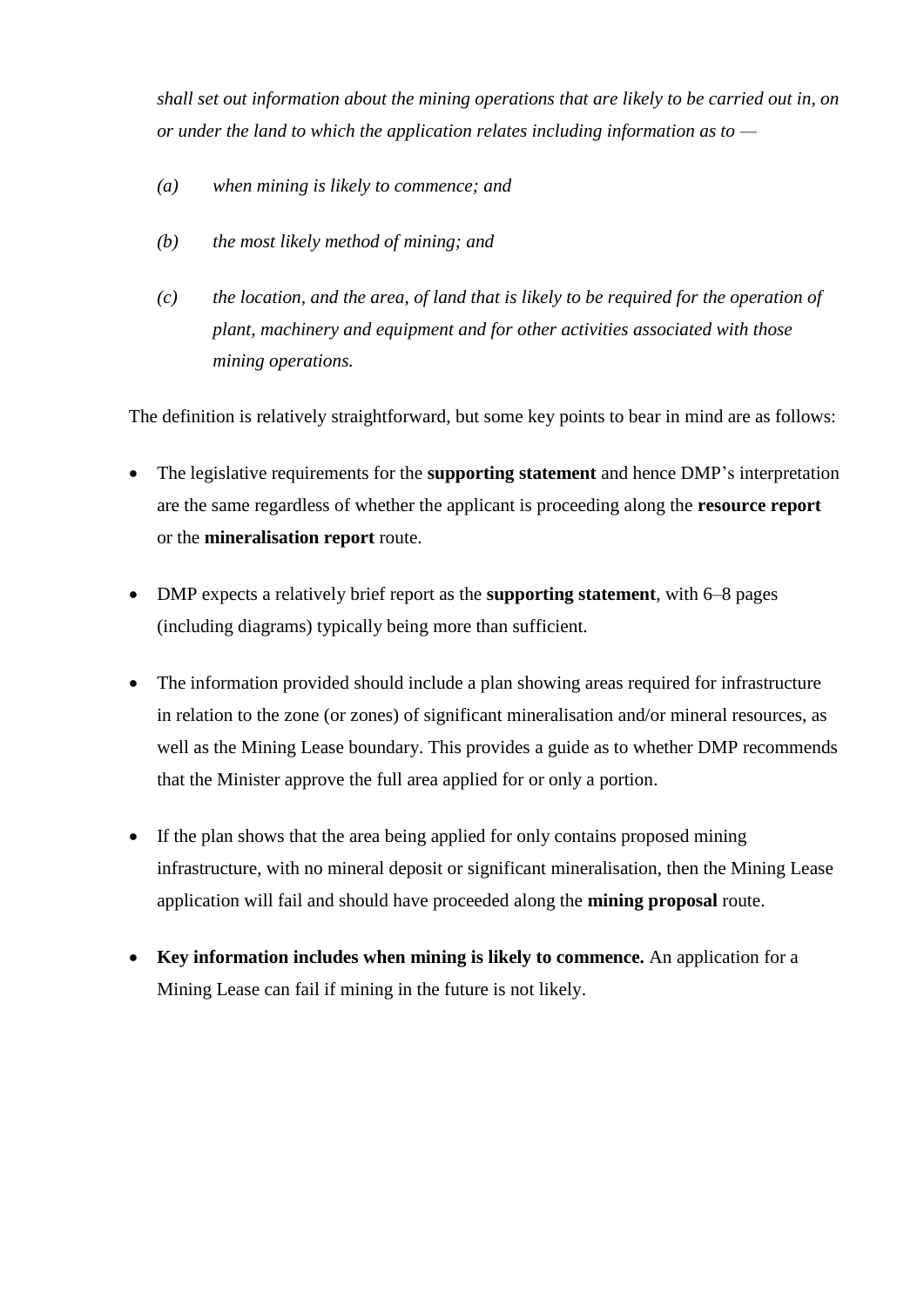*shall set out information about the mining operations that are likely to be carried out in, on or under the land to which the application relates including information as to —*

> *(a) when mining is likely to commence; and*
>
> *(b) the most likely method of mining; and*
>
> *(c) the location, and the area, of land that is likely to be required for the operation of plant, machinery and equipment and for other activities associated with those mining operations.*

The definition is relatively straightforward, but some key points to bear in mind are as follows:

- The legislative requirements for the **supporting statement** and hence DMP's interpretation are the same regardless of whether the applicant is proceeding along the **resource report** or the **mineralisation report** route.
- DMP expects a relatively brief report as the **supporting statement**, with 6–8 pages (including diagrams) typically being more than sufficient.
- The information provided should include a plan showing areas required for infrastructure in relation to the zone (or zones) of significant mineralisation and/or mineral resources, as well as the Mining Lease boundary. This provides a guide as to whether DMP recommends that the Minister approve the full area applied for or only a portion.
- If the plan shows that the area being applied for only contains proposed mining infrastructure, with no mineral deposit or significant mineralisation, then the Mining Lease application will fail and should have proceeded along the **mining proposal** route.
- **Key information includes when mining is likely to commence.** An application for a Mining Lease can fail if mining in the future is not likely.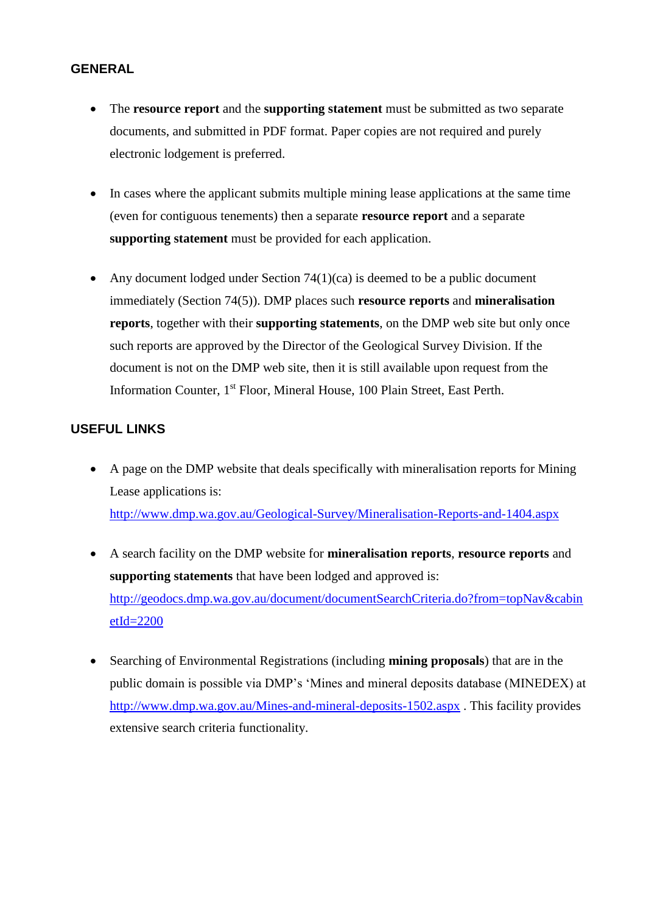## GENERAL

- The **resource report** and the **supporting statement** must be submitted as two separate documents, and submitted in PDF format. Paper copies are not required and purely electronic lodgement is preferred.

- In cases where the applicant submits multiple mining lease applications at the same time (even for contiguous tenements) then a separate **resource report** and a separate **supporting statement** must be provided for each application.

- Any document lodged under Section 74(1)(ca) is deemed to be a public document immediately (Section 74(5)). DMP places such **resource reports** and **mineralisation reports**, together with their **supporting statements**, on the DMP web site but only once such reports are approved by the Director of the Geological Survey Division. If the document is not on the DMP web site, then it is still available upon request from the Information Counter, 1st Floor, Mineral House, 100 Plain Street, East Perth.

## USEFUL LINKS

- A page on the DMP website that deals specifically with mineralisation reports for Mining Lease applications is: http://www.dmp.wa.gov.au/Geological-Survey/Mineralisation-Reports-and-1404.aspx

- A search facility on the DMP website for **mineralisation reports**, **resource reports** and **supporting statements** that have been lodged and approved is: http://geodocs.dmp.wa.gov.au/document/documentSearchCriteria.do?from=topNav&cabinetId=2200

- Searching of Environmental Registrations (including **mining proposals**) that are in the public domain is possible via DMP's 'Mines and mineral deposits database (MINEDEX) at http://www.dmp.wa.gov.au/Mines-and-mineral-deposits-1502.aspx . This facility provides extensive search criteria functionality.